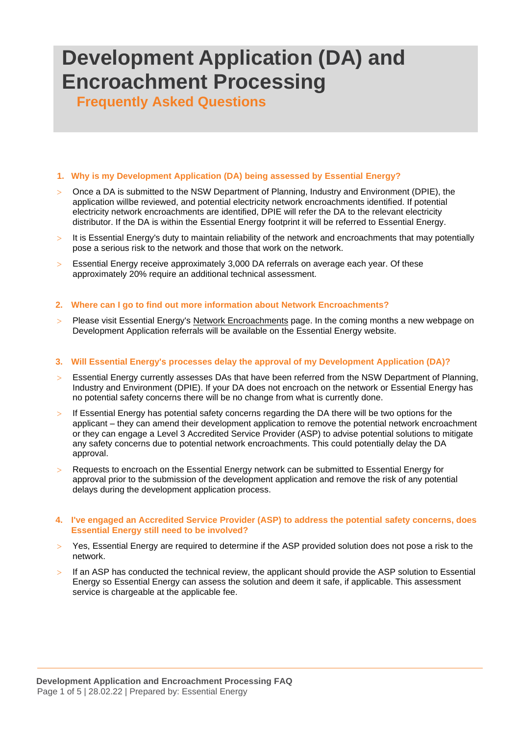# Development Application (DA) and Encroachment Processing

## Frequently Asked Questions

### 1. Why is my Development Application (DA) being assessed by Essential Energy?

- Once a DA is submitted to the NSW Department of Planning, Industry and Environment (DPIE), the application willbe reviewed, and potential electricity network encroachments identified. If potential electricity network encroachments are identified, DPIE will refer the DA to the relevant electricity distributor. If the DA is within the Essential Energy footprint it will be referred to Essential Energy.
- It is Essential Energy's duty to maintain reliability of the network and encroachments that may potentially pose a serious risk to the network and those that work on the network.
- Essential Energy receive approximately 3,000 DA referrals on average each year. Of these approximately 20% require an additional technical assessment.

### 2. Where can I go to find out more information about Network Encroachments?

- Please visit Essential Energy's Network Encroachments page. In the coming months a new webpage on Development Application referrals will be available on the Essential Energy website.

### 3. Will Essential Energy's processes delay the approval of my Development Application (DA)?

- Essential Energy currently assesses DAs that have been referred from the NSW Department of Planning, Industry and Environment (DPIE). If your DA does not encroach on the network or Essential Energy has no potential safety concerns there will be no change from what is currently done.
- If Essential Energy has potential safety concerns regarding the DA there will be two options for the applicant – they can amend their development application to remove the potential network encroachment or they can engage a Level 3 Accredited Service Provider (ASP) to advise potential solutions to mitigate any safety concerns due to potential network encroachments. This could potentially delay the DA approval.
- Requests to encroach on the Essential Energy network can be submitted to Essential Energy for approval prior to the submission of the development application and remove the risk of any potential delays during the development application process.

### 4. I've engaged an Accredited Service Provider (ASP) to address the potential safety concerns, does Essential Energy still need to be involved?

- Yes, Essential Energy are required to determine if the ASP provided solution does not pose a risk to the network.
- If an ASP has conducted the technical review, the applicant should provide the ASP solution to Essential Energy so Essential Energy can assess the solution and deem it safe, if applicable. This assessment service is chargeable at the applicable fee.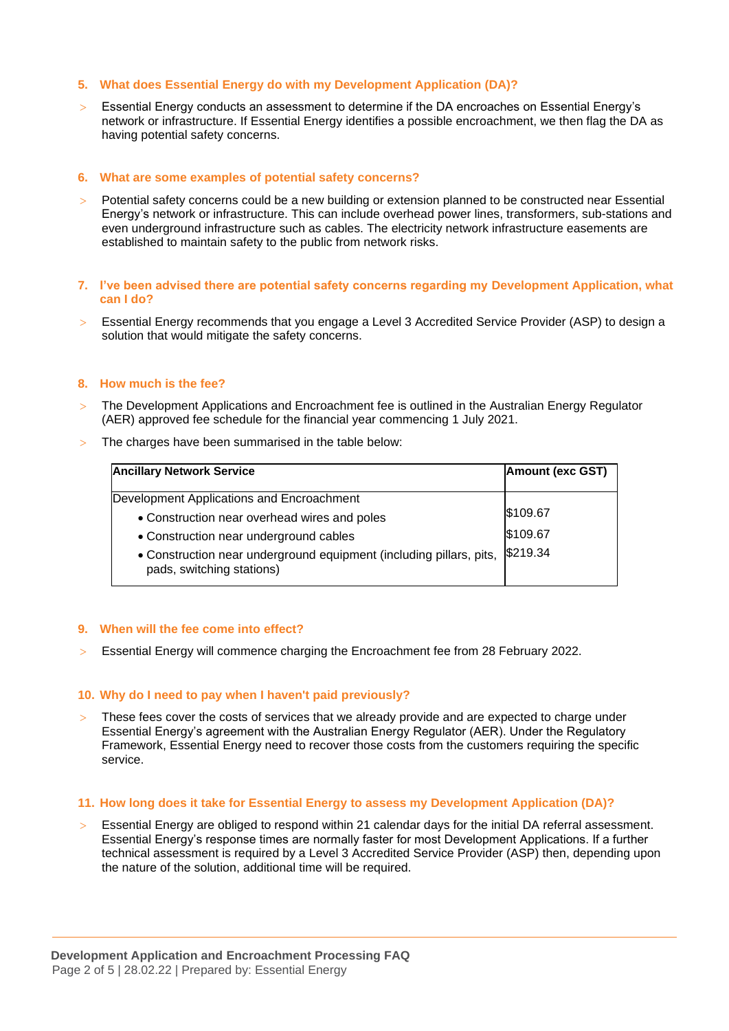## 5. What does Essential Energy do with my Development Application (DA)?

> Essential Energy conducts an assessment to determine if the DA encroaches on Essential Energy's network or infrastructure. If Essential Energy identifies a possible encroachment, we then flag the DA as having potential safety concerns.

## 6. What are some examples of potential safety concerns?

> Potential safety concerns could be a new building or extension planned to be constructed near Essential Energy's network or infrastructure. This can include overhead power lines, transformers, sub-stations and even underground infrastructure such as cables. The electricity network infrastructure easements are established to maintain safety to the public from network risks.

## 7. I've been advised there are potential safety concerns regarding my Development Application, what can I do?

> Essential Energy recommends that you engage a Level 3 Accredited Service Provider (ASP) to design a solution that would mitigate the safety concerns.

## 8. How much is the fee?

> The Development Applications and Encroachment fee is outlined in the Australian Energy Regulator (AER) approved fee schedule for the financial year commencing 1 July 2021.

> The charges have been summarised in the table below:

| Ancillary Network Service | Amount (exc GST) |
|---|---|
| Development Applications and Encroachment | |
| • Construction near overhead wires and poles | $109.67 |
| • Construction near underground cables | $109.67 |
| • Construction near underground equipment (including pillars, pits, pads, switching stations) | $219.34 |

## 9. When will the fee come into effect?

> Essential Energy will commence charging the Encroachment fee from 28 February 2022.

## 10. Why do I need to pay when I haven't paid previously?

> These fees cover the costs of services that we already provide and are expected to charge under Essential Energy's agreement with the Australian Energy Regulator (AER). Under the Regulatory Framework, Essential Energy need to recover those costs from the customers requiring the specific service.

## 11. How long does it take for Essential Energy to assess my Development Application (DA)?

> Essential Energy are obliged to respond within 21 calendar days for the initial DA referral assessment. Essential Energy's response times are normally faster for most Development Applications. If a further technical assessment is required by a Level 3 Accredited Service Provider (ASP) then, depending upon the nature of the solution, additional time will be required.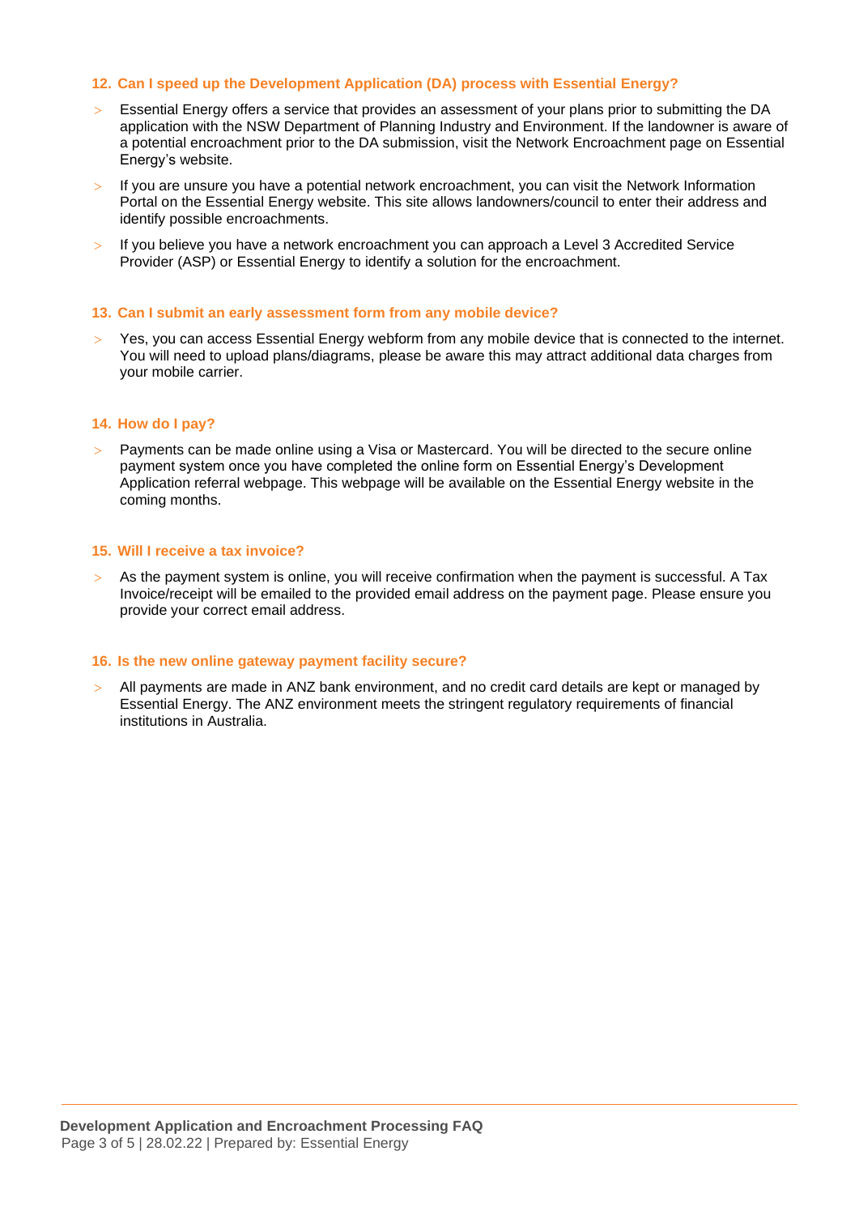### 12. Can I speed up the Development Application (DA) process with Essential Energy?

- Essential Energy offers a service that provides an assessment of your plans prior to submitting the DA application with the NSW Department of Planning Industry and Environment. If the landowner is aware of a potential encroachment prior to the DA submission, visit the Network Encroachment page on Essential Energy's website.
- If you are unsure you have a potential network encroachment, you can visit the Network Information Portal on the Essential Energy website. This site allows landowners/council to enter their address and identify possible encroachments.
- If you believe you have a network encroachment you can approach a Level 3 Accredited Service Provider (ASP) or Essential Energy to identify a solution for the encroachment.

### 13. Can I submit an early assessment form from any mobile device?

- Yes, you can access Essential Energy webform from any mobile device that is connected to the internet. You will need to upload plans/diagrams, please be aware this may attract additional data charges from your mobile carrier.

### 14. How do I pay?

- Payments can be made online using a Visa or Mastercard. You will be directed to the secure online payment system once you have completed the online form on Essential Energy's Development Application referral webpage. This webpage will be available on the Essential Energy website in the coming months.

### 15. Will I receive a tax invoice?

- As the payment system is online, you will receive confirmation when the payment is successful. A Tax Invoice/receipt will be emailed to the provided email address on the payment page. Please ensure you provide your correct email address.

### 16. Is the new online gateway payment facility secure?

- All payments are made in ANZ bank environment, and no credit card details are kept or managed by Essential Energy. The ANZ environment meets the stringent regulatory requirements of financial institutions in Australia.